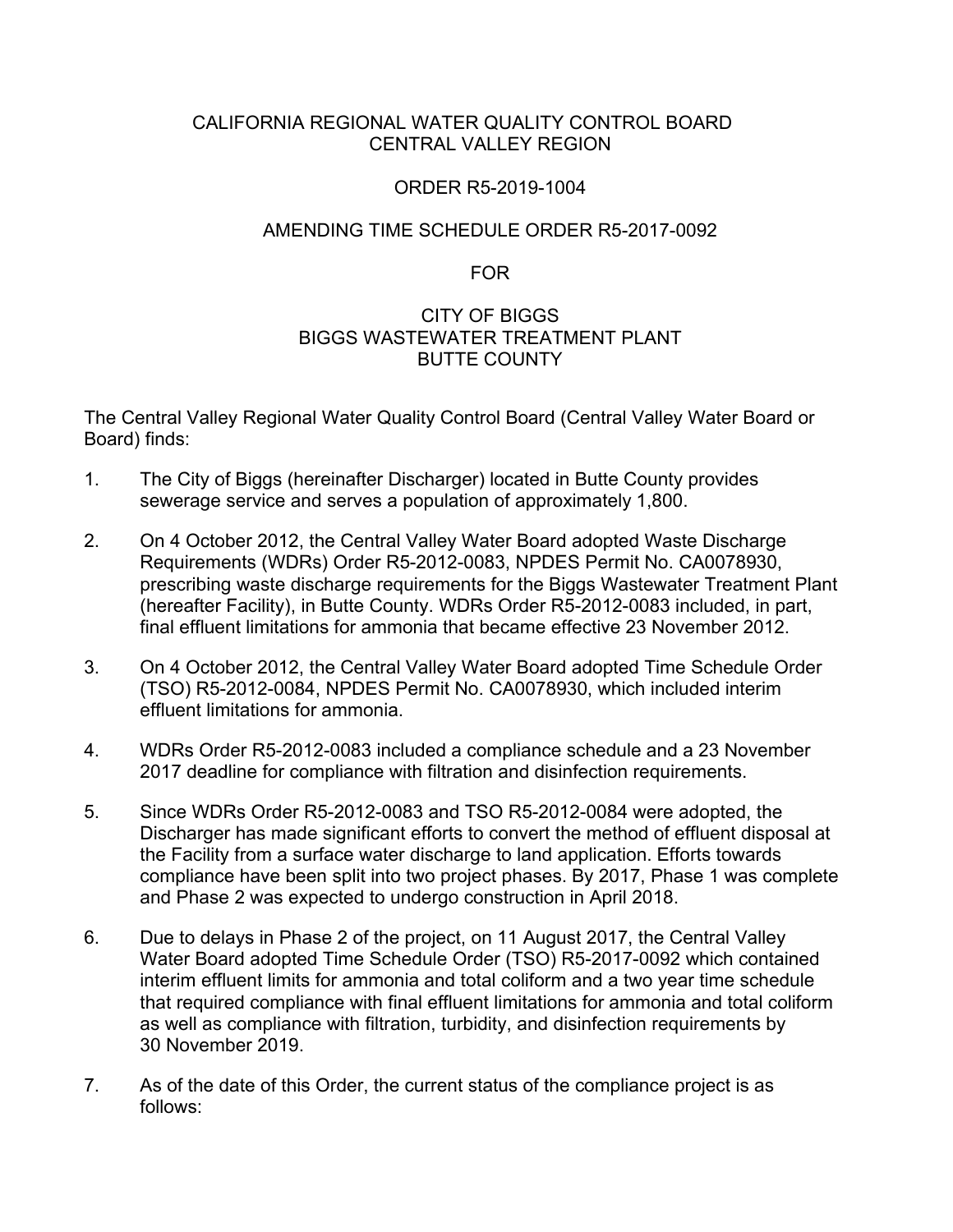CALIFORNIA REGIONAL WATER QUALITY CONTROL BOARD
CENTRAL VALLEY REGION

ORDER R5-2019-1004

AMENDING TIME SCHEDULE ORDER R5-2017-0092

FOR

CITY OF BIGGS
BIGGS WASTEWATER TREATMENT PLANT
BUTTE COUNTY

The Central Valley Regional Water Quality Control Board (Central Valley Water Board or Board) finds:

1. The City of Biggs (hereinafter Discharger) located in Butte County provides sewerage service and serves a population of approximately 1,800.

2. On 4 October 2012, the Central Valley Water Board adopted Waste Discharge Requirements (WDRs) Order R5-2012-0083, NPDES Permit No. CA0078930, prescribing waste discharge requirements for the Biggs Wastewater Treatment Plant (hereafter Facility), in Butte County. WDRs Order R5-2012-0083 included, in part, final effluent limitations for ammonia that became effective 23 November 2012.

3. On 4 October 2012, the Central Valley Water Board adopted Time Schedule Order (TSO) R5-2012-0084, NPDES Permit No. CA0078930, which included interim effluent limitations for ammonia.

4. WDRs Order R5-2012-0083 included a compliance schedule and a 23 November 2017 deadline for compliance with filtration and disinfection requirements.

5. Since WDRs Order R5-2012-0083 and TSO R5-2012-0084 were adopted, the Discharger has made significant efforts to convert the method of effluent disposal at the Facility from a surface water discharge to land application. Efforts towards compliance have been split into two project phases. By 2017, Phase 1 was complete and Phase 2 was expected to undergo construction in April 2018.

6. Due to delays in Phase 2 of the project, on 11 August 2017, the Central Valley Water Board adopted Time Schedule Order (TSO) R5-2017-0092 which contained interim effluent limits for ammonia and total coliform and a two year time schedule that required compliance with final effluent limitations for ammonia and total coliform as well as compliance with filtration, turbidity, and disinfection requirements by 30 November 2019.

7. As of the date of this Order, the current status of the compliance project is as follows: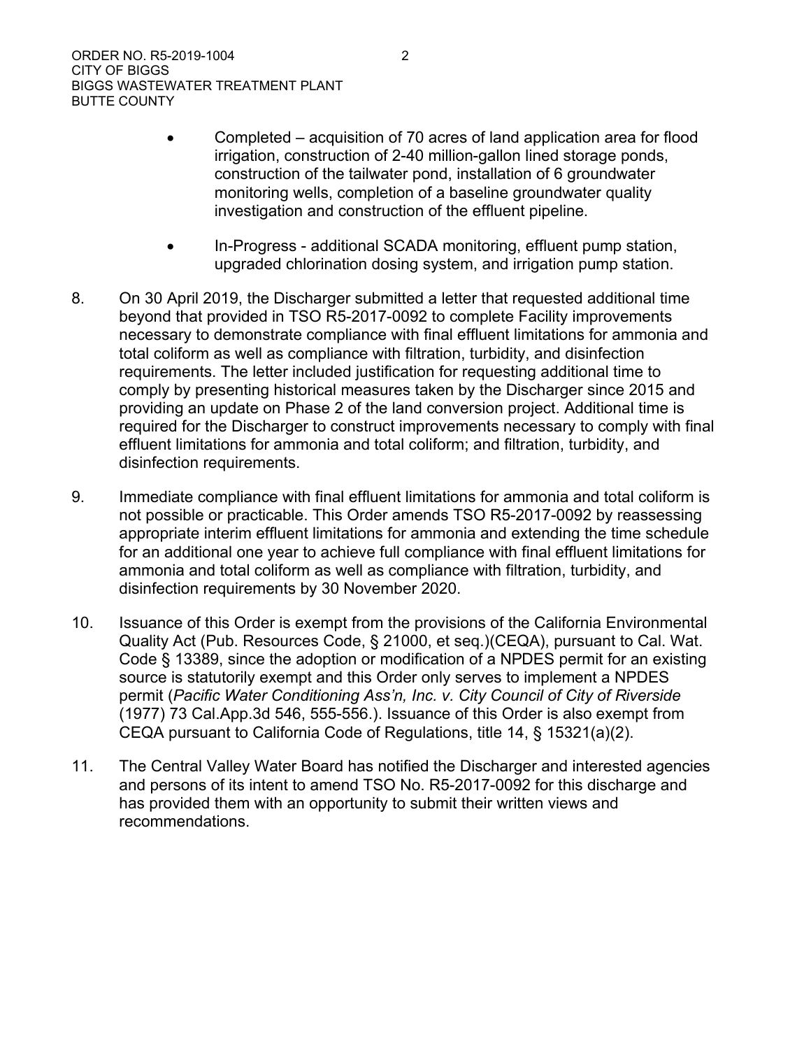- Completed – acquisition of 70 acres of land application area for flood irrigation, construction of 2-40 million-gallon lined storage ponds, construction of the tailwater pond, installation of 6 groundwater monitoring wells, completion of a baseline groundwater quality investigation and construction of the effluent pipeline.

- In-Progress - additional SCADA monitoring, effluent pump station, upgraded chlorination dosing system, and irrigation pump station.

8. On 30 April 2019, the Discharger submitted a letter that requested additional time beyond that provided in TSO R5-2017-0092 to complete Facility improvements necessary to demonstrate compliance with final effluent limitations for ammonia and total coliform as well as compliance with filtration, turbidity, and disinfection requirements. The letter included justification for requesting additional time to comply by presenting historical measures taken by the Discharger since 2015 and providing an update on Phase 2 of the land conversion project. Additional time is required for the Discharger to construct improvements necessary to comply with final effluent limitations for ammonia and total coliform; and filtration, turbidity, and disinfection requirements.

9. Immediate compliance with final effluent limitations for ammonia and total coliform is not possible or practicable. This Order amends TSO R5-2017-0092 by reassessing appropriate interim effluent limitations for ammonia and extending the time schedule for an additional one year to achieve full compliance with final effluent limitations for ammonia and total coliform as well as compliance with filtration, turbidity, and disinfection requirements by 30 November 2020.

10. Issuance of this Order is exempt from the provisions of the California Environmental Quality Act (Pub. Resources Code, § 21000, et seq.)(CEQA), pursuant to Cal. Wat. Code § 13389, since the adoption or modification of a NPDES permit for an existing source is statutorily exempt and this Order only serves to implement a NPDES permit (*Pacific Water Conditioning Ass'n, Inc. v. City Council of City of Riverside* (1977) 73 Cal.App.3d 546, 555-556.). Issuance of this Order is also exempt from CEQA pursuant to California Code of Regulations, title 14, § 15321(a)(2).

11. The Central Valley Water Board has notified the Discharger and interested agencies and persons of its intent to amend TSO No. R5-2017-0092 for this discharge and has provided them with an opportunity to submit their written views and recommendations.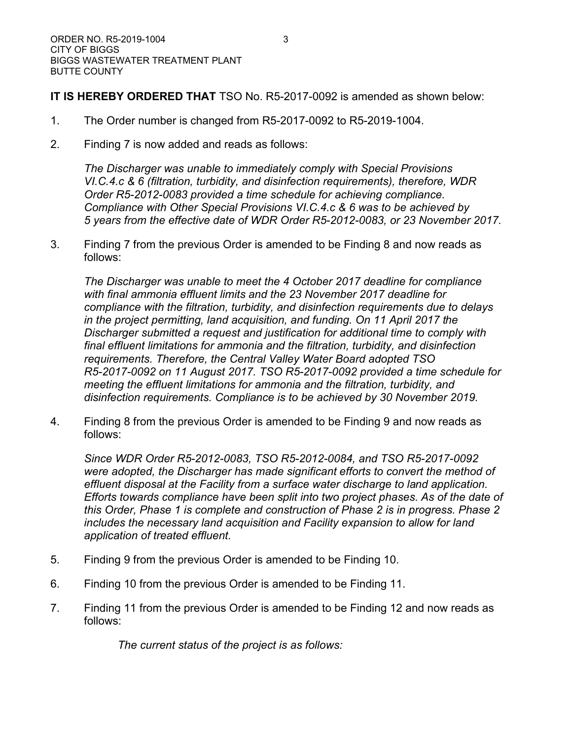**IT IS HEREBY ORDERED THAT** TSO No. R5-2017-0092 is amended as shown below:

1. The Order number is changed from R5-2017-0092 to R5-2019-1004.

2. Finding 7 is now added and reads as follows:

   *The Discharger was unable to immediately comply with Special Provisions VI.C.4.c & 6 (filtration, turbidity, and disinfection requirements), therefore, WDR Order R5-2012-0083 provided a time schedule for achieving compliance. Compliance with Other Special Provisions VI.C.4.c & 6 was to be achieved by 5 years from the effective date of WDR Order R5-2012-0083, or 23 November 2017.*

3. Finding 7 from the previous Order is amended to be Finding 8 and now reads as follows:

   *The Discharger was unable to meet the 4 October 2017 deadline for compliance with final ammonia effluent limits and the 23 November 2017 deadline for compliance with the filtration, turbidity, and disinfection requirements due to delays in the project permitting, land acquisition, and funding. On 11 April 2017 the Discharger submitted a request and justification for additional time to comply with final effluent limitations for ammonia and the filtration, turbidity, and disinfection requirements. Therefore, the Central Valley Water Board adopted TSO R5-2017-0092 on 11 August 2017. TSO R5-2017-0092 provided a time schedule for meeting the effluent limitations for ammonia and the filtration, turbidity, and disinfection requirements. Compliance is to be achieved by 30 November 2019.*

4. Finding 8 from the previous Order is amended to be Finding 9 and now reads as follows:

   *Since WDR Order R5-2012-0083, TSO R5-2012-0084, and TSO R5-2017-0092 were adopted, the Discharger has made significant efforts to convert the method of effluent disposal at the Facility from a surface water discharge to land application. Efforts towards compliance have been split into two project phases. As of the date of this Order, Phase 1 is complete and construction of Phase 2 is in progress. Phase 2 includes the necessary land acquisition and Facility expansion to allow for land application of treated effluent.*

5. Finding 9 from the previous Order is amended to be Finding 10.

6. Finding 10 from the previous Order is amended to be Finding 11.

7. Finding 11 from the previous Order is amended to be Finding 12 and now reads as follows:

   *The current status of the project is as follows:*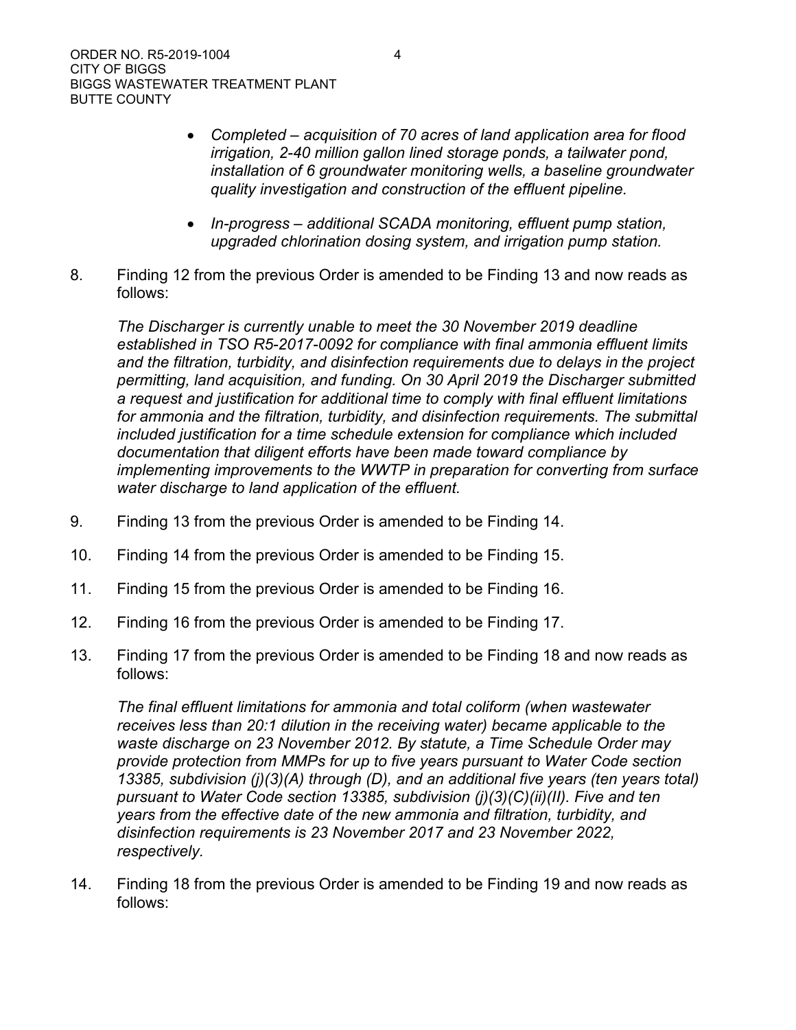- *Completed – acquisition of 70 acres of land application area for flood irrigation, 2-40 million gallon lined storage ponds, a tailwater pond, installation of 6 groundwater monitoring wells, a baseline groundwater quality investigation and construction of the effluent pipeline.*

- *In-progress – additional SCADA monitoring, effluent pump station, upgraded chlorination dosing system, and irrigation pump station.*

8. Finding 12 from the previous Order is amended to be Finding 13 and now reads as follows:

   *The Discharger is currently unable to meet the 30 November 2019 deadline established in TSO R5-2017-0092 for compliance with final ammonia effluent limits and the filtration, turbidity, and disinfection requirements due to delays in the project permitting, land acquisition, and funding. On 30 April 2019 the Discharger submitted a request and justification for additional time to comply with final effluent limitations for ammonia and the filtration, turbidity, and disinfection requirements. The submittal included justification for a time schedule extension for compliance which included documentation that diligent efforts have been made toward compliance by implementing improvements to the WWTP in preparation for converting from surface water discharge to land application of the effluent.*

9. Finding 13 from the previous Order is amended to be Finding 14.

10. Finding 14 from the previous Order is amended to be Finding 15.

11. Finding 15 from the previous Order is amended to be Finding 16.

12. Finding 16 from the previous Order is amended to be Finding 17.

13. Finding 17 from the previous Order is amended to be Finding 18 and now reads as follows:

    *The final effluent limitations for ammonia and total coliform (when wastewater receives less than 20:1 dilution in the receiving water) became applicable to the waste discharge on 23 November 2012. By statute, a Time Schedule Order may provide protection from MMPs for up to five years pursuant to Water Code section 13385, subdivision (j)(3)(A) through (D), and an additional five years (ten years total) pursuant to Water Code section 13385, subdivision (j)(3)(C)(ii)(II). Five and ten years from the effective date of the new ammonia and filtration, turbidity, and disinfection requirements is 23 November 2017 and 23 November 2022, respectively.*

14. Finding 18 from the previous Order is amended to be Finding 19 and now reads as follows: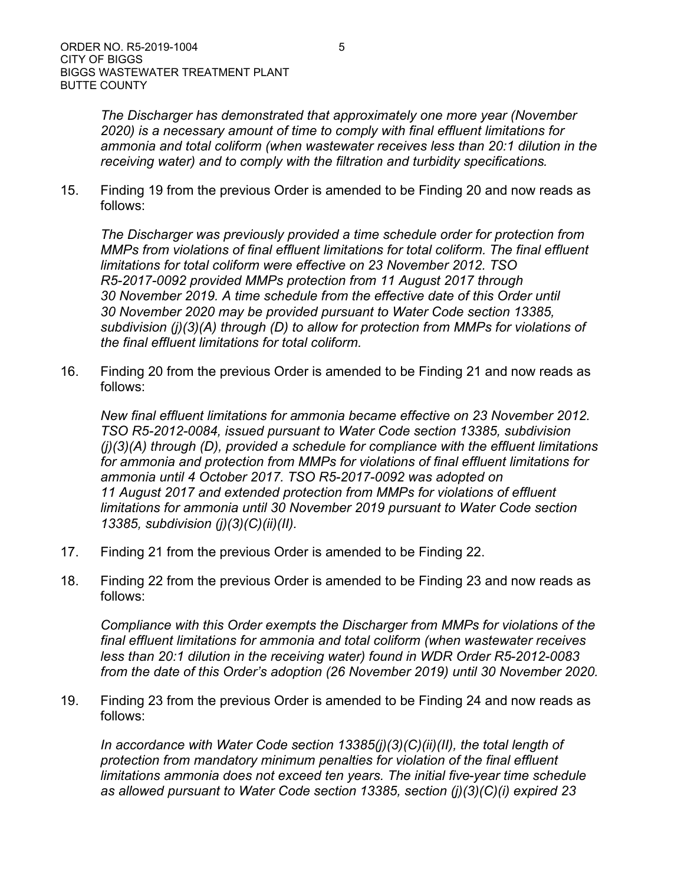*The Discharger has demonstrated that approximately one more year (November 2020) is a necessary amount of time to comply with final effluent limitations for ammonia and total coliform (when wastewater receives less than 20:1 dilution in the receiving water) and to comply with the filtration and turbidity specifications.*

15. Finding 19 from the previous Order is amended to be Finding 20 and now reads as follows:

    *The Discharger was previously provided a time schedule order for protection from MMPs from violations of final effluent limitations for total coliform. The final effluent limitations for total coliform were effective on 23 November 2012. TSO R5-2017-0092 provided MMPs protection from 11 August 2017 through 30 November 2019. A time schedule from the effective date of this Order until 30 November 2020 may be provided pursuant to Water Code section 13385, subdivision (j)(3)(A) through (D) to allow for protection from MMPs for violations of the final effluent limitations for total coliform.*

16. Finding 20 from the previous Order is amended to be Finding 21 and now reads as follows:

    *New final effluent limitations for ammonia became effective on 23 November 2012. TSO R5-2012-0084, issued pursuant to Water Code section 13385, subdivision (j)(3)(A) through (D), provided a schedule for compliance with the effluent limitations for ammonia and protection from MMPs for violations of final effluent limitations for ammonia until 4 October 2017. TSO R5-2017-0092 was adopted on 11 August 2017 and extended protection from MMPs for violations of effluent limitations for ammonia until 30 November 2019 pursuant to Water Code section 13385, subdivision (j)(3)(C)(ii)(II).*

17. Finding 21 from the previous Order is amended to be Finding 22.

18. Finding 22 from the previous Order is amended to be Finding 23 and now reads as follows:

    *Compliance with this Order exempts the Discharger from MMPs for violations of the final effluent limitations for ammonia and total coliform (when wastewater receives less than 20:1 dilution in the receiving water) found in WDR Order R5-2012-0083 from the date of this Order's adoption (26 November 2019) until 30 November 2020.*

19. Finding 23 from the previous Order is amended to be Finding 24 and now reads as follows:

    *In accordance with Water Code section 13385(j)(3)(C)(ii)(II), the total length of protection from mandatory minimum penalties for violation of the final effluent limitations ammonia does not exceed ten years. The initial five-year time schedule as allowed pursuant to Water Code section 13385, section (j)(3)(C)(i) expired 23*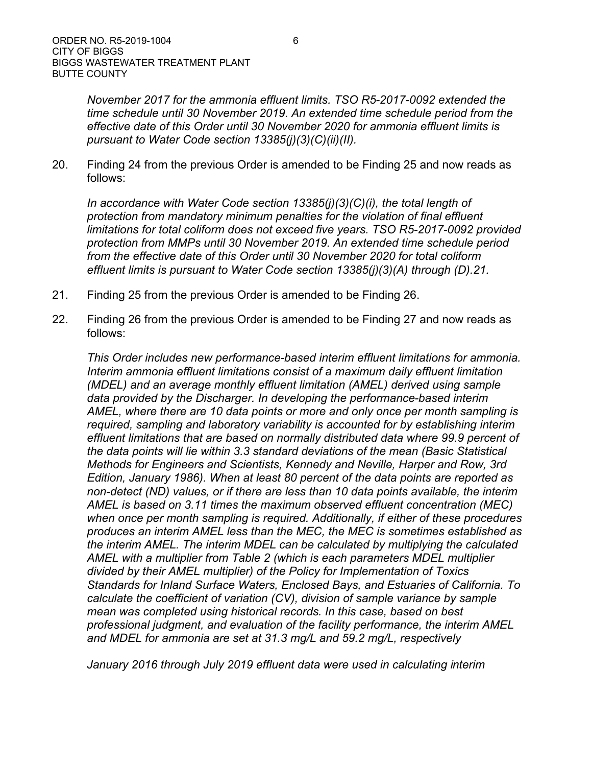*November 2017 for the ammonia effluent limits. TSO R5-2017-0092 extended the time schedule until 30 November 2019. An extended time schedule period from the effective date of this Order until 30 November 2020 for ammonia effluent limits is pursuant to Water Code section 13385(j)(3)(C)(ii)(II).*

20. Finding 24 from the previous Order is amended to be Finding 25 and now reads as follows:

    *In accordance with Water Code section 13385(j)(3)(C)(i), the total length of protection from mandatory minimum penalties for the violation of final effluent limitations for total coliform does not exceed five years. TSO R5-2017-0092 provided protection from MMPs until 30 November 2019. An extended time schedule period from the effective date of this Order until 30 November 2020 for total coliform effluent limits is pursuant to Water Code section 13385(j)(3)(A) through (D).21.*

21. Finding 25 from the previous Order is amended to be Finding 26.

22. Finding 26 from the previous Order is amended to be Finding 27 and now reads as follows:

    *This Order includes new performance-based interim effluent limitations for ammonia. Interim ammonia effluent limitations consist of a maximum daily effluent limitation (MDEL) and an average monthly effluent limitation (AMEL) derived using sample data provided by the Discharger. In developing the performance-based interim AMEL, where there are 10 data points or more and only once per month sampling is required, sampling and laboratory variability is accounted for by establishing interim effluent limitations that are based on normally distributed data where 99.9 percent of the data points will lie within 3.3 standard deviations of the mean (Basic Statistical Methods for Engineers and Scientists, Kennedy and Neville, Harper and Row, 3rd Edition, January 1986). When at least 80 percent of the data points are reported as non-detect (ND) values, or if there are less than 10 data points available, the interim AMEL is based on 3.11 times the maximum observed effluent concentration (MEC) when once per month sampling is required. Additionally, if either of these procedures produces an interim AMEL less than the MEC, the MEC is sometimes established as the interim AMEL. The interim MDEL can be calculated by multiplying the calculated AMEL with a multiplier from Table 2 (which is each parameters MDEL multiplier divided by their AMEL multiplier) of the Policy for Implementation of Toxics Standards for Inland Surface Waters, Enclosed Bays, and Estuaries of California. To calculate the coefficient of variation (CV), division of sample variance by sample mean was completed using historical records. In this case, based on best professional judgment, and evaluation of the facility performance, the interim AMEL and MDEL for ammonia are set at 31.3 mg/L and 59.2 mg/L, respectively*

    *January 2016 through July 2019 effluent data were used in calculating interim*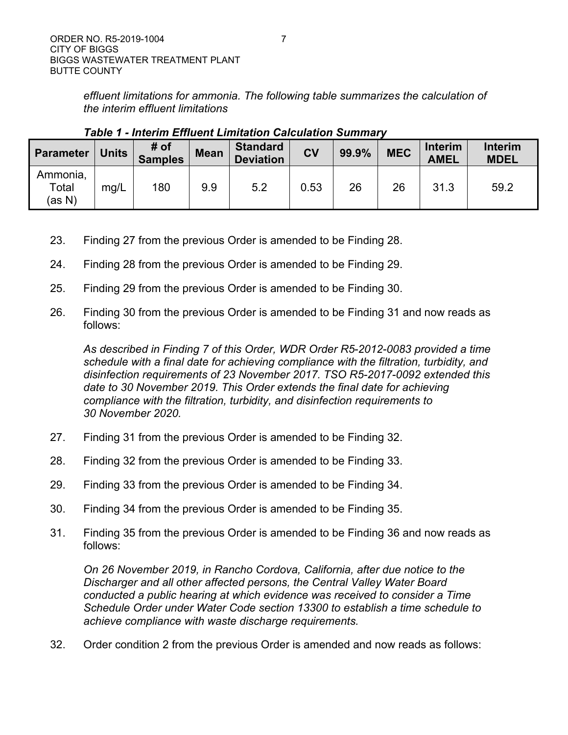*effluent limitations for ammonia. The following table summarizes the calculation of the interim effluent limitations*

***Table 1 - Interim Effluent Limitation Calculation Summary***

| Parameter | Units | # of Samples | Mean | Standard Deviation | CV | 99.9% | MEC | Interim AMEL | Interim MDEL |
|---|---|---|---|---|---|---|---|---|---|
| Ammonia, Total (as N) | mg/L | 180 | 9.9 | 5.2 | 0.53 | 26 | 26 | 31.3 | 59.2 |

23. Finding 27 from the previous Order is amended to be Finding 28.

24. Finding 28 from the previous Order is amended to be Finding 29.

25. Finding 29 from the previous Order is amended to be Finding 30.

26. Finding 30 from the previous Order is amended to be Finding 31 and now reads as follows:

    *As described in Finding 7 of this Order, WDR Order R5-2012-0083 provided a time schedule with a final date for achieving compliance with the filtration, turbidity, and disinfection requirements of 23 November 2017. TSO R5-2017-0092 extended this date to 30 November 2019. This Order extends the final date for achieving compliance with the filtration, turbidity, and disinfection requirements to 30 November 2020.*

27. Finding 31 from the previous Order is amended to be Finding 32.

28. Finding 32 from the previous Order is amended to be Finding 33.

29. Finding 33 from the previous Order is amended to be Finding 34.

30. Finding 34 from the previous Order is amended to be Finding 35.

31. Finding 35 from the previous Order is amended to be Finding 36 and now reads as follows:

    *On 26 November 2019, in Rancho Cordova, California, after due notice to the Discharger and all other affected persons, the Central Valley Water Board conducted a public hearing at which evidence was received to consider a Time Schedule Order under Water Code section 13300 to establish a time schedule to achieve compliance with waste discharge requirements.*

32. Order condition 2 from the previous Order is amended and now reads as follows: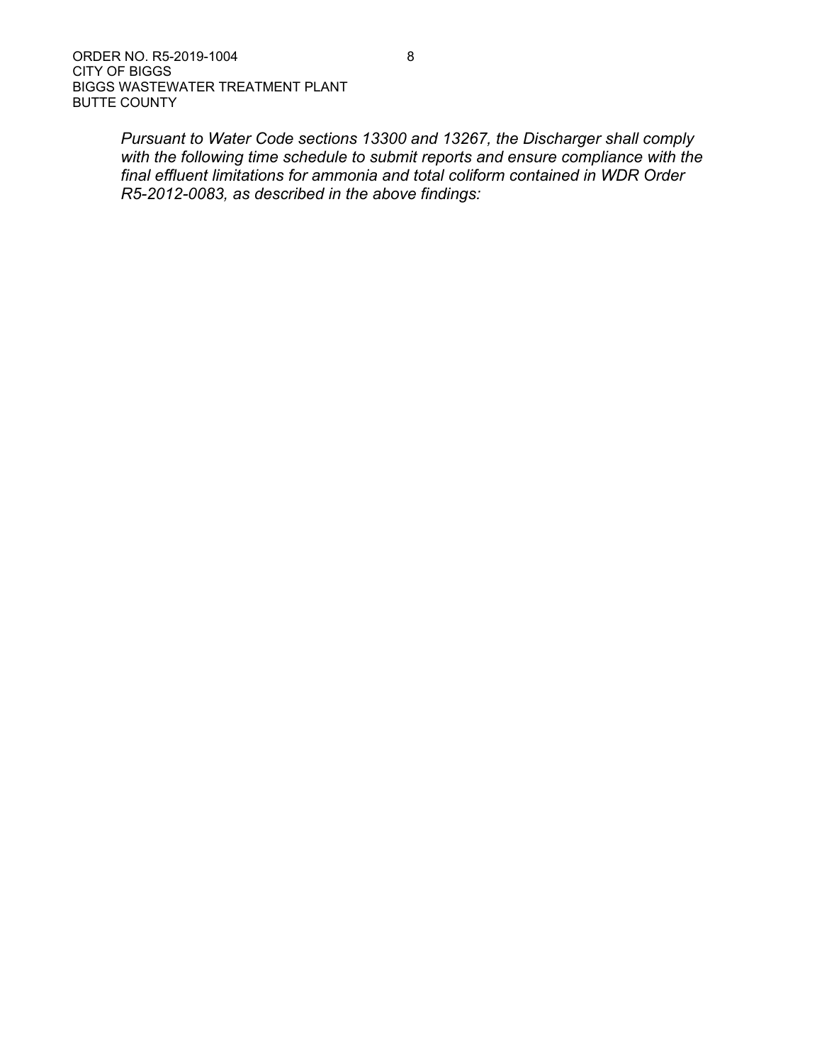*Pursuant to Water Code sections 13300 and 13267, the Discharger shall comply with the following time schedule to submit reports and ensure compliance with the final effluent limitations for ammonia and total coliform contained in WDR Order R5-2012-0083, as described in the above findings:*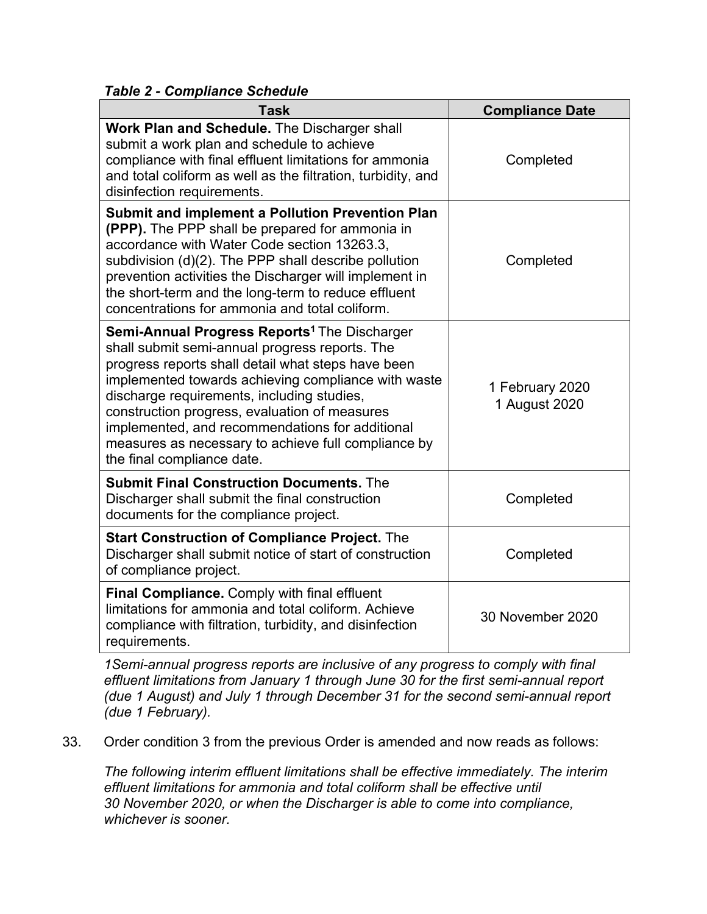***Table 2 - Compliance Schedule***

| Task | Compliance Date |
|---|---|
| **Work Plan and Schedule.** The Discharger shall submit a work plan and schedule to achieve compliance with final effluent limitations for ammonia and total coliform as well as the filtration, turbidity, and disinfection requirements. | Completed |
| **Submit and implement a Pollution Prevention Plan (PPP).** The PPP shall be prepared for ammonia in accordance with Water Code section 13263.3, subdivision (d)(2). The PPP shall describe pollution prevention activities the Discharger will implement in the short-term and the long-term to reduce effluent concentrations for ammonia and total coliform. | Completed |
| **Semi-Annual Progress Reports**[1] The Discharger shall submit semi-annual progress reports. The progress reports shall detail what steps have been implemented towards achieving compliance with waste discharge requirements, including studies, construction progress, evaluation of measures implemented, and recommendations for additional measures as necessary to achieve full compliance by the final compliance date. | 1 February 2020<br>1 August 2020 |
| **Submit Final Construction Documents.** The Discharger shall submit the final construction documents for the compliance project. | Completed |
| **Start Construction of Compliance Project.** The Discharger shall submit notice of start of construction of compliance project. | Completed |
| **Final Compliance.** Comply with final effluent limitations for ammonia and total coliform. Achieve compliance with filtration, turbidity, and disinfection requirements. | 30 November 2020 |

*1Semi-annual progress reports are inclusive of any progress to comply with final effluent limitations from January 1 through June 30 for the first semi-annual report (due 1 August) and July 1 through December 31 for the second semi-annual report (due 1 February).*

33. Order condition 3 from the previous Order is amended and now reads as follows:

    *The following interim effluent limitations shall be effective immediately. The interim effluent limitations for ammonia and total coliform shall be effective until 30 November 2020, or when the Discharger is able to come into compliance, whichever is sooner.*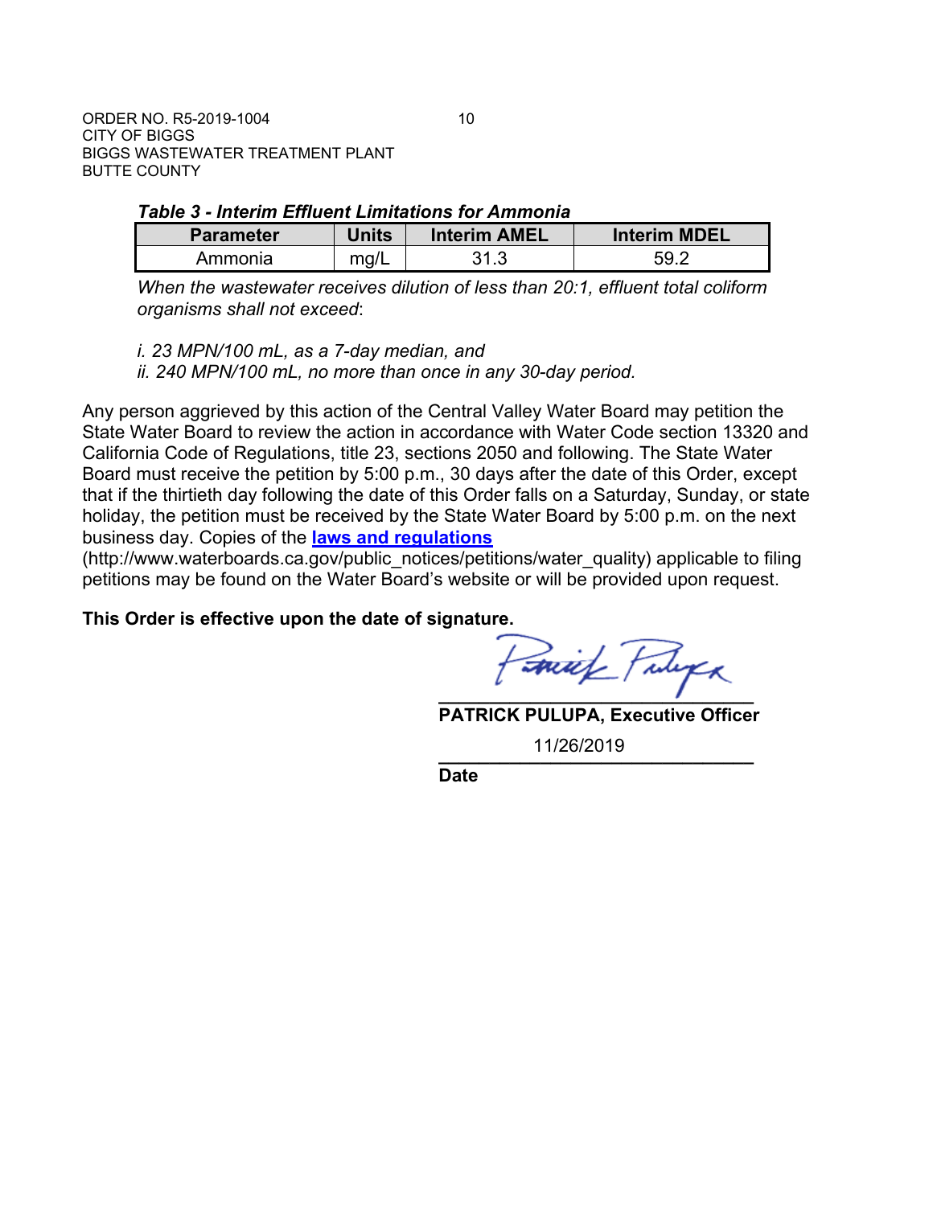***Table 3 - Interim Effluent Limitations for Ammonia***

| Parameter | Units | Interim AMEL | Interim MDEL |
|---|---|---|---|
| Ammonia | mg/L | 31.3 | 59.2 |

*When the wastewater receives dilution of less than 20:1, effluent total coliform organisms shall not exceed*:

*i. 23 MPN/100 mL, as a 7-day median, and*
*ii. 240 MPN/100 mL, no more than once in any 30-day period.*

Any person aggrieved by this action of the Central Valley Water Board may petition the State Water Board to review the action in accordance with Water Code section 13320 and California Code of Regulations, title 23, sections 2050 and following. The State Water Board must receive the petition by 5:00 p.m., 30 days after the date of this Order, except that if the thirtieth day following the date of this Order falls on a Saturday, Sunday, or state holiday, the petition must be received by the State Water Board by 5:00 p.m. on the next business day. Copies of the **laws and regulations** (http://www.waterboards.ca.gov/public_notices/petitions/water_quality) applicable to filing petitions may be found on the Water Board's website or will be provided upon request.

**This Order is effective upon the date of signature.**

**PATRICK PULUPA, Executive Officer**

11/26/2019

**Date**